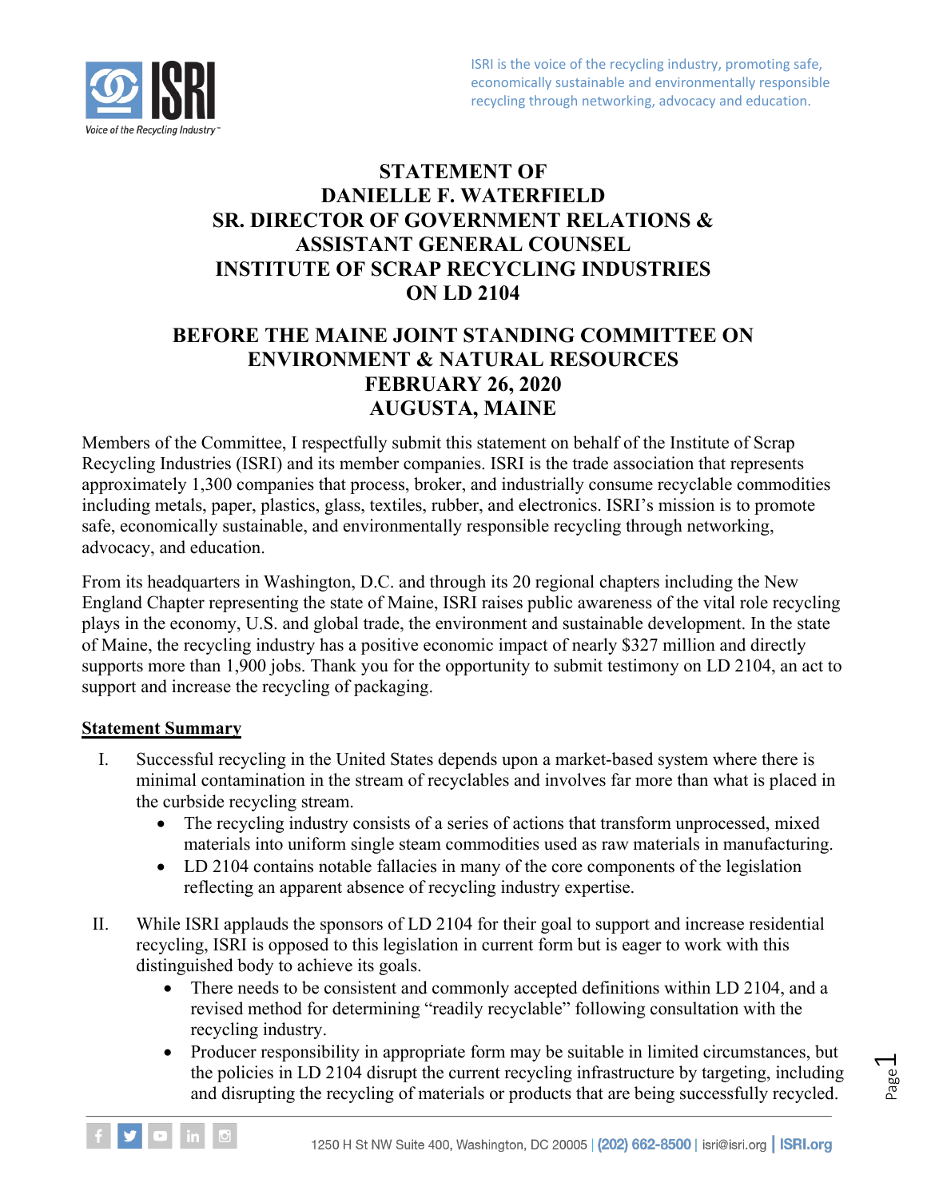ISRI is the voice of the recycling industry, promoting safe, economically sustainable and environmentally responsible recycling through networking, advocacy and education.

# STATEMENT OF DANIELLE F. WATERFIELD SR. DIRECTOR OF GOVERNMENT RELATIONS & ASSISTANT GENERAL COUNSEL INSTITUTE OF SCRAP RECYCLING INDUSTRIES ON LD 2104

## BEFORE THE MAINE JOINT STANDING COMMITTEE ON ENVIRONMENT & NATURAL RESOURCES FEBRUARY 26, 2020 AUGUSTA, MAINE

Members of the Committee, I respectfully submit this statement on behalf of the Institute of Scrap Recycling Industries (ISRI) and its member companies. ISRI is the trade association that represents approximately 1,300 companies that process, broker, and industrially consume recyclable commodities including metals, paper, plastics, glass, textiles, rubber, and electronics. ISRI's mission is to promote safe, economically sustainable, and environmentally responsible recycling through networking, advocacy, and education.

From its headquarters in Washington, D.C. and through its 20 regional chapters including the New England Chapter representing the state of Maine, ISRI raises public awareness of the vital role recycling plays in the economy, U.S. and global trade, the environment and sustainable development. In the state of Maine, the recycling industry has a positive economic impact of nearly $327 million and directly supports more than 1,900 jobs. Thank you for the opportunity to submit testimony on LD 2104, an act to support and increase the recycling of packaging.

**Statement Summary**

I. Successful recycling in the United States depends upon a market-based system where there is minimal contamination in the stream of recyclables and involves far more than what is placed in the curbside recycling stream.
   - The recycling industry consists of a series of actions that transform unprocessed, mixed materials into uniform single steam commodities used as raw materials in manufacturing.
   - LD 2104 contains notable fallacies in many of the core components of the legislation reflecting an apparent absence of recycling industry expertise.

II. While ISRI applauds the sponsors of LD 2104 for their goal to support and increase residential recycling, ISRI is opposed to this legislation in current form but is eager to work with this distinguished body to achieve its goals.
   - There needs to be consistent and commonly accepted definitions within LD 2104, and a revised method for determining "readily recyclable" following consultation with the recycling industry.
   - Producer responsibility in appropriate form may be suitable in limited circumstances, but the policies in LD 2104 disrupt the current recycling infrastructure by targeting, including and disrupting the recycling of materials or products that are being successfully recycled.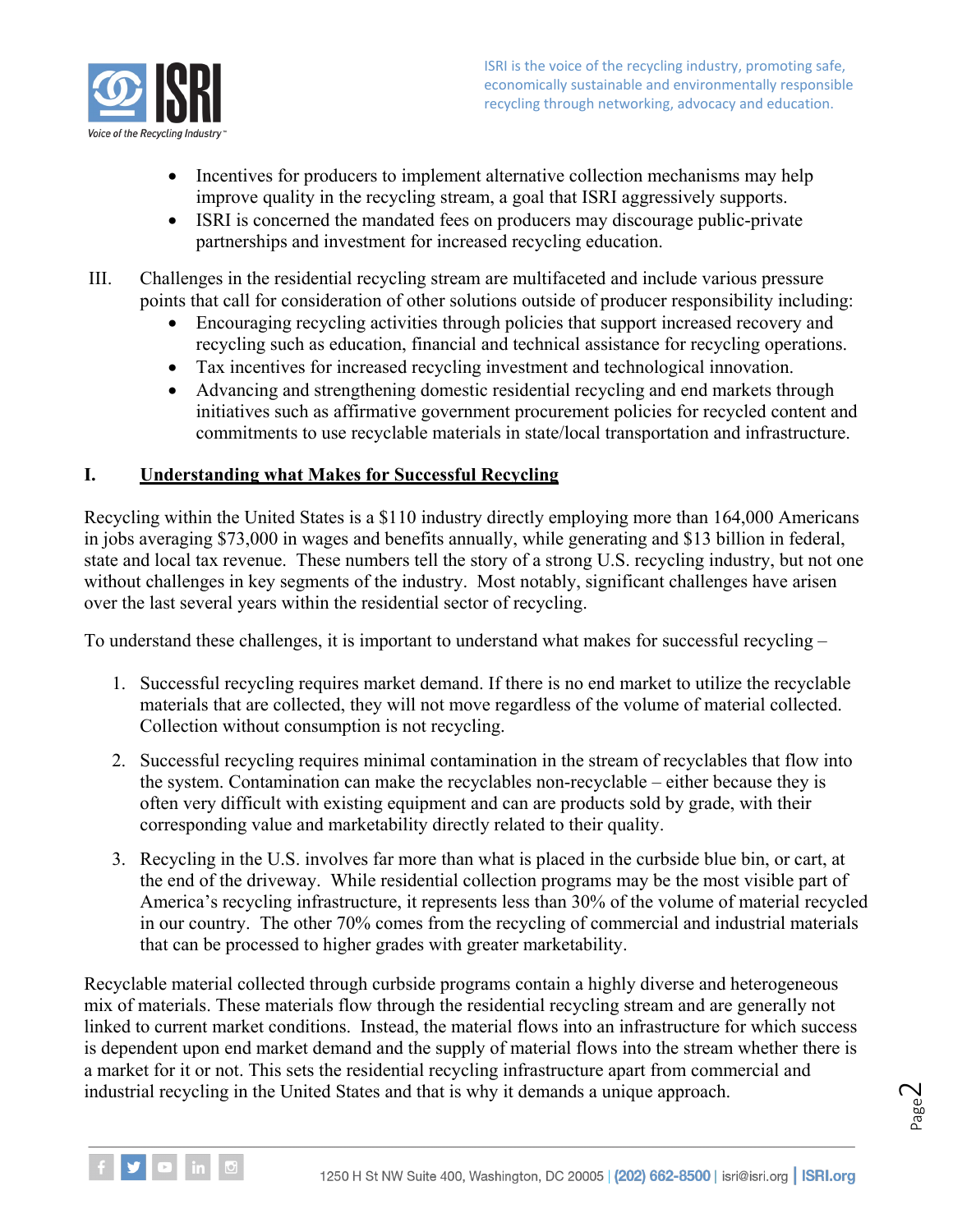- Incentives for producers to implement alternative collection mechanisms may help improve quality in the recycling stream, a goal that ISRI aggressively supports.
- ISRI is concerned the mandated fees on producers may discourage public-private partnerships and investment for increased recycling education.

III. Challenges in the residential recycling stream are multifaceted and include various pressure points that call for consideration of other solutions outside of producer responsibility including:
- Encouraging recycling activities through policies that support increased recovery and recycling such as education, financial and technical assistance for recycling operations.
- Tax incentives for increased recycling investment and technological innovation.
- Advancing and strengthening domestic residential recycling and end markets through initiatives such as affirmative government procurement policies for recycled content and commitments to use recyclable materials in state/local transportation and infrastructure.

## I. Understanding what Makes for Successful Recycling

Recycling within the United States is a $110 industry directly employing more than 164,000 Americans in jobs averaging $73,000 in wages and benefits annually, while generating and $13 billion in federal, state and local tax revenue. These numbers tell the story of a strong U.S. recycling industry, but not one without challenges in key segments of the industry. Most notably, significant challenges have arisen over the last several years within the residential sector of recycling.

To understand these challenges, it is important to understand what makes for successful recycling –

1. Successful recycling requires market demand. If there is no end market to utilize the recyclable materials that are collected, they will not move regardless of the volume of material collected. Collection without consumption is not recycling.

2. Successful recycling requires minimal contamination in the stream of recyclables that flow into the system. Contamination can make the recyclables non-recyclable – either because they is often very difficult with existing equipment and can are products sold by grade, with their corresponding value and marketability directly related to their quality.

3. Recycling in the U.S. involves far more than what is placed in the curbside blue bin, or cart, at the end of the driveway. While residential collection programs may be the most visible part of America's recycling infrastructure, it represents less than 30% of the volume of material recycled in our country. The other 70% comes from the recycling of commercial and industrial materials that can be processed to higher grades with greater marketability.

Recyclable material collected through curbside programs contain a highly diverse and heterogeneous mix of materials. These materials flow through the residential recycling stream and are generally not linked to current market conditions. Instead, the material flows into an infrastructure for which success is dependent upon end market demand and the supply of material flows into the stream whether there is a market for it or not. This sets the residential recycling infrastructure apart from commercial and industrial recycling in the United States and that is why it demands a unique approach.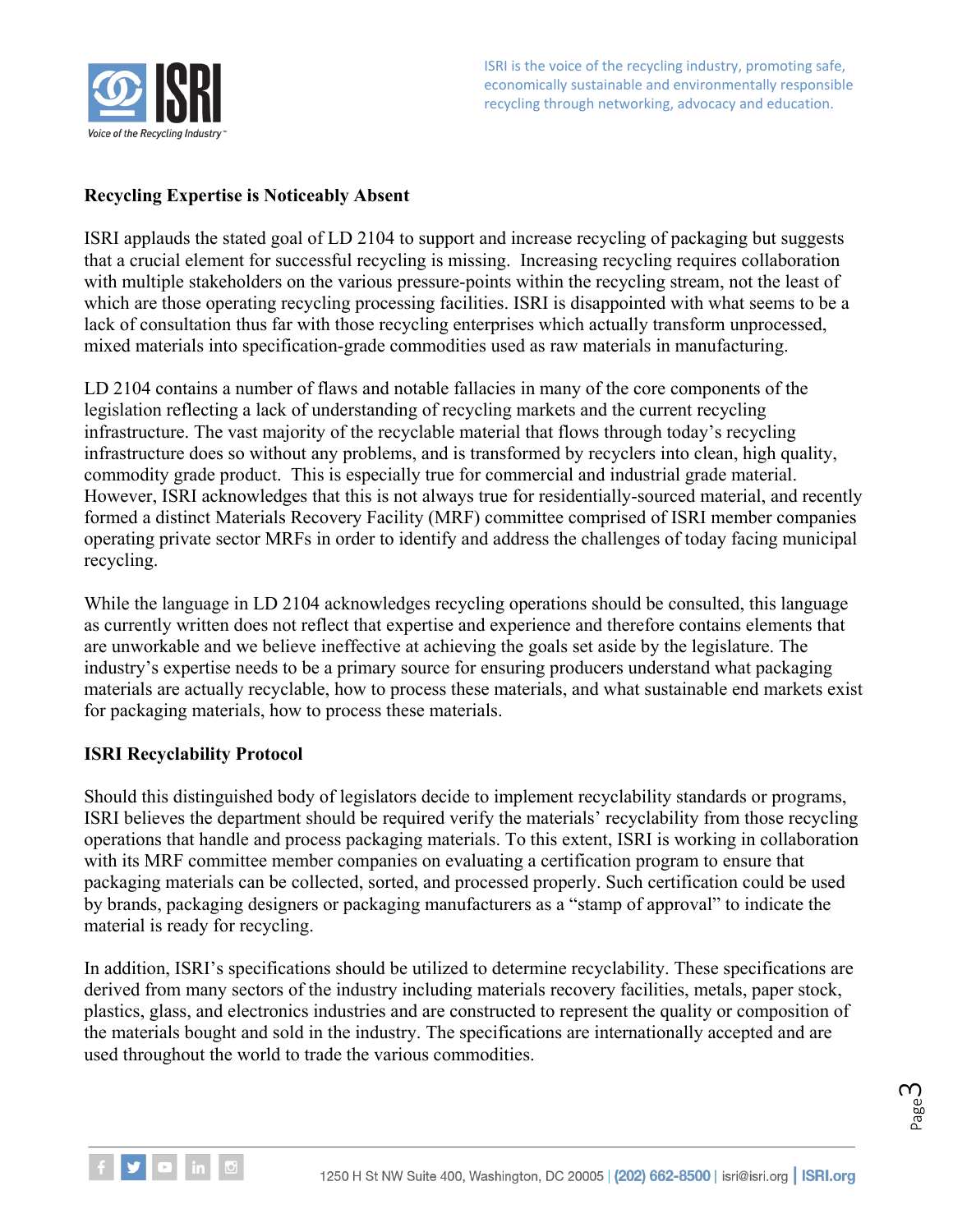**Recycling Expertise is Noticeably Absent**

ISRI applauds the stated goal of LD 2104 to support and increase recycling of packaging but suggests that a crucial element for successful recycling is missing. Increasing recycling requires collaboration with multiple stakeholders on the various pressure-points within the recycling stream, not the least of which are those operating recycling processing facilities. ISRI is disappointed with what seems to be a lack of consultation thus far with those recycling enterprises which actually transform unprocessed, mixed materials into specification-grade commodities used as raw materials in manufacturing.

LD 2104 contains a number of flaws and notable fallacies in many of the core components of the legislation reflecting a lack of understanding of recycling markets and the current recycling infrastructure. The vast majority of the recyclable material that flows through today's recycling infrastructure does so without any problems, and is transformed by recyclers into clean, high quality, commodity grade product. This is especially true for commercial and industrial grade material. However, ISRI acknowledges that this is not always true for residentially-sourced material, and recently formed a distinct Materials Recovery Facility (MRF) committee comprised of ISRI member companies operating private sector MRFs in order to identify and address the challenges of today facing municipal recycling.

While the language in LD 2104 acknowledges recycling operations should be consulted, this language as currently written does not reflect that expertise and experience and therefore contains elements that are unworkable and we believe ineffective at achieving the goals set aside by the legislature. The industry's expertise needs to be a primary source for ensuring producers understand what packaging materials are actually recyclable, how to process these materials, and what sustainable end markets exist for packaging materials, how to process these materials.

**ISRI Recyclability Protocol**

Should this distinguished body of legislators decide to implement recyclability standards or programs, ISRI believes the department should be required verify the materials' recyclability from those recycling operations that handle and process packaging materials. To this extent, ISRI is working in collaboration with its MRF committee member companies on evaluating a certification program to ensure that packaging materials can be collected, sorted, and processed properly. Such certification could be used by brands, packaging designers or packaging manufacturers as a "stamp of approval" to indicate the material is ready for recycling.

In addition, ISRI's specifications should be utilized to determine recyclability. These specifications are derived from many sectors of the industry including materials recovery facilities, metals, paper stock, plastics, glass, and electronics industries and are constructed to represent the quality or composition of the materials bought and sold in the industry. The specifications are internationally accepted and are used throughout the world to trade the various commodities.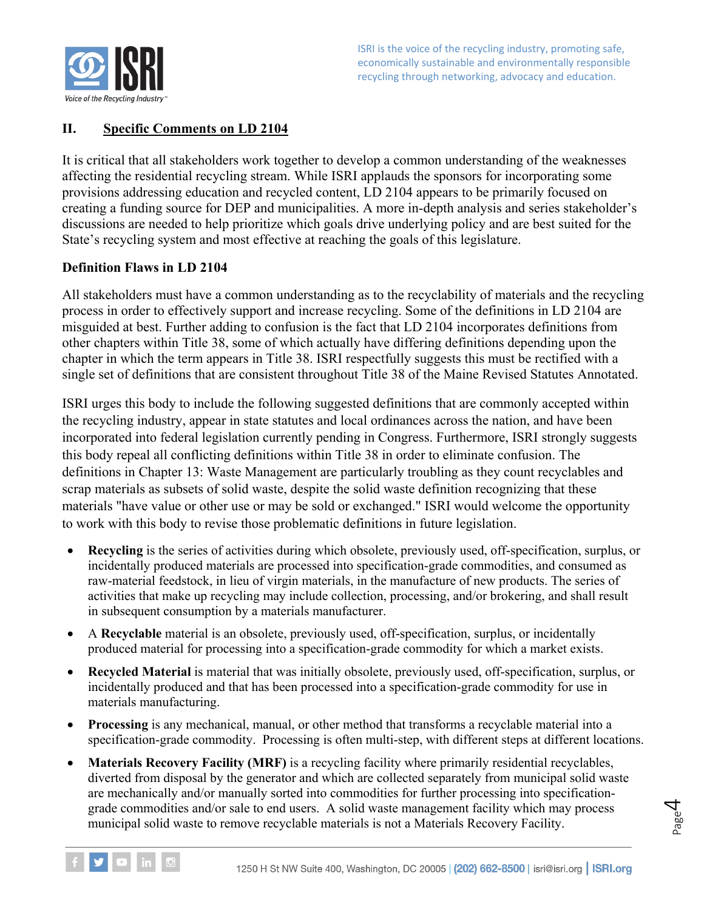## II. Specific Comments on LD 2104

It is critical that all stakeholders work together to develop a common understanding of the weaknesses affecting the residential recycling stream. While ISRI applauds the sponsors for incorporating some provisions addressing education and recycled content, LD 2104 appears to be primarily focused on creating a funding source for DEP and municipalities. A more in-depth analysis and series stakeholder's discussions are needed to help prioritize which goals drive underlying policy and are best suited for the State's recycling system and most effective at reaching the goals of this legislature.

### Definition Flaws in LD 2104

All stakeholders must have a common understanding as to the recyclability of materials and the recycling process in order to effectively support and increase recycling. Some of the definitions in LD 2104 are misguided at best. Further adding to confusion is the fact that LD 2104 incorporates definitions from other chapters within Title 38, some of which actually have differing definitions depending upon the chapter in which the term appears in Title 38. ISRI respectfully suggests this must be rectified with a single set of definitions that are consistent throughout Title 38 of the Maine Revised Statutes Annotated.

ISRI urges this body to include the following suggested definitions that are commonly accepted within the recycling industry, appear in state statutes and local ordinances across the nation, and have been incorporated into federal legislation currently pending in Congress. Furthermore, ISRI strongly suggests this body repeal all conflicting definitions within Title 38 in order to eliminate confusion. The definitions in Chapter 13: Waste Management are particularly troubling as they count recyclables and scrap materials as subsets of solid waste, despite the solid waste definition recognizing that these materials "have value or other use or may be sold or exchanged." ISRI would welcome the opportunity to work with this body to revise those problematic definitions in future legislation.

- **Recycling** is the series of activities during which obsolete, previously used, off-specification, surplus, or incidentally produced materials are processed into specification-grade commodities, and consumed as raw-material feedstock, in lieu of virgin materials, in the manufacture of new products. The series of activities that make up recycling may include collection, processing, and/or brokering, and shall result in subsequent consumption by a materials manufacturer.
- A **Recyclable** material is an obsolete, previously used, off-specification, surplus, or incidentally produced material for processing into a specification-grade commodity for which a market exists.
- **Recycled Material** is material that was initially obsolete, previously used, off-specification, surplus, or incidentally produced and that has been processed into a specification-grade commodity for use in materials manufacturing.
- **Processing** is any mechanical, manual, or other method that transforms a recyclable material into a specification-grade commodity. Processing is often multi-step, with different steps at different locations.
- **Materials Recovery Facility (MRF)** is a recycling facility where primarily residential recyclables, diverted from disposal by the generator and which are collected separately from municipal solid waste are mechanically and/or manually sorted into commodities for further processing into specification-grade commodities and/or sale to end users. A solid waste management facility which may process municipal solid waste to remove recyclable materials is not a Materials Recovery Facility.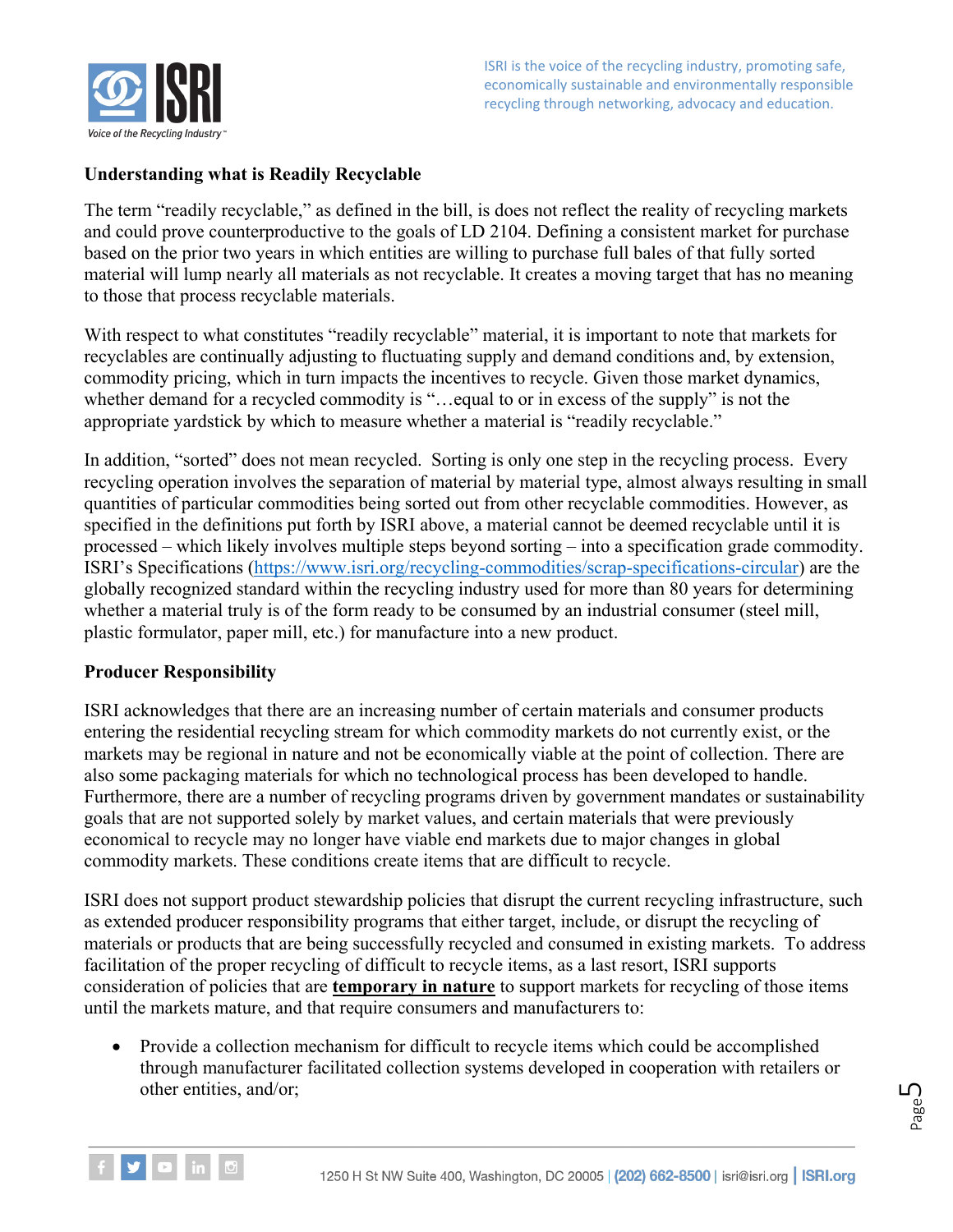**Understanding what is Readily Recyclable**

The term "readily recyclable," as defined in the bill, is does not reflect the reality of recycling markets and could prove counterproductive to the goals of LD 2104. Defining a consistent market for purchase based on the prior two years in which entities are willing to purchase full bales of that fully sorted material will lump nearly all materials as not recyclable. It creates a moving target that has no meaning to those that process recyclable materials.

With respect to what constitutes "readily recyclable" material, it is important to note that markets for recyclables are continually adjusting to fluctuating supply and demand conditions and, by extension, commodity pricing, which in turn impacts the incentives to recycle. Given those market dynamics, whether demand for a recycled commodity is "…equal to or in excess of the supply" is not the appropriate yardstick by which to measure whether a material is "readily recyclable."

In addition, "sorted" does not mean recycled. Sorting is only one step in the recycling process. Every recycling operation involves the separation of material by material type, almost always resulting in small quantities of particular commodities being sorted out from other recyclable commodities. However, as specified in the definitions put forth by ISRI above, a material cannot be deemed recyclable until it is processed – which likely involves multiple steps beyond sorting – into a specification grade commodity. ISRI's Specifications (https://www.isri.org/recycling-commodities/scrap-specifications-circular) are the globally recognized standard within the recycling industry used for more than 80 years for determining whether a material truly is of the form ready to be consumed by an industrial consumer (steel mill, plastic formulator, paper mill, etc.) for manufacture into a new product.

**Producer Responsibility**

ISRI acknowledges that there are an increasing number of certain materials and consumer products entering the residential recycling stream for which commodity markets do not currently exist, or the markets may be regional in nature and not be economically viable at the point of collection. There are also some packaging materials for which no technological process has been developed to handle. Furthermore, there are a number of recycling programs driven by government mandates or sustainability goals that are not supported solely by market values, and certain materials that were previously economical to recycle may no longer have viable end markets due to major changes in global commodity markets. These conditions create items that are difficult to recycle.

ISRI does not support product stewardship policies that disrupt the current recycling infrastructure, such as extended producer responsibility programs that either target, include, or disrupt the recycling of materials or products that are being successfully recycled and consumed in existing markets. To address facilitation of the proper recycling of difficult to recycle items, as a last resort, ISRI supports consideration of policies that are **temporary in nature** to support markets for recycling of those items until the markets mature, and that require consumers and manufacturers to:

- Provide a collection mechanism for difficult to recycle items which could be accomplished through manufacturer facilitated collection systems developed in cooperation with retailers or other entities, and/or;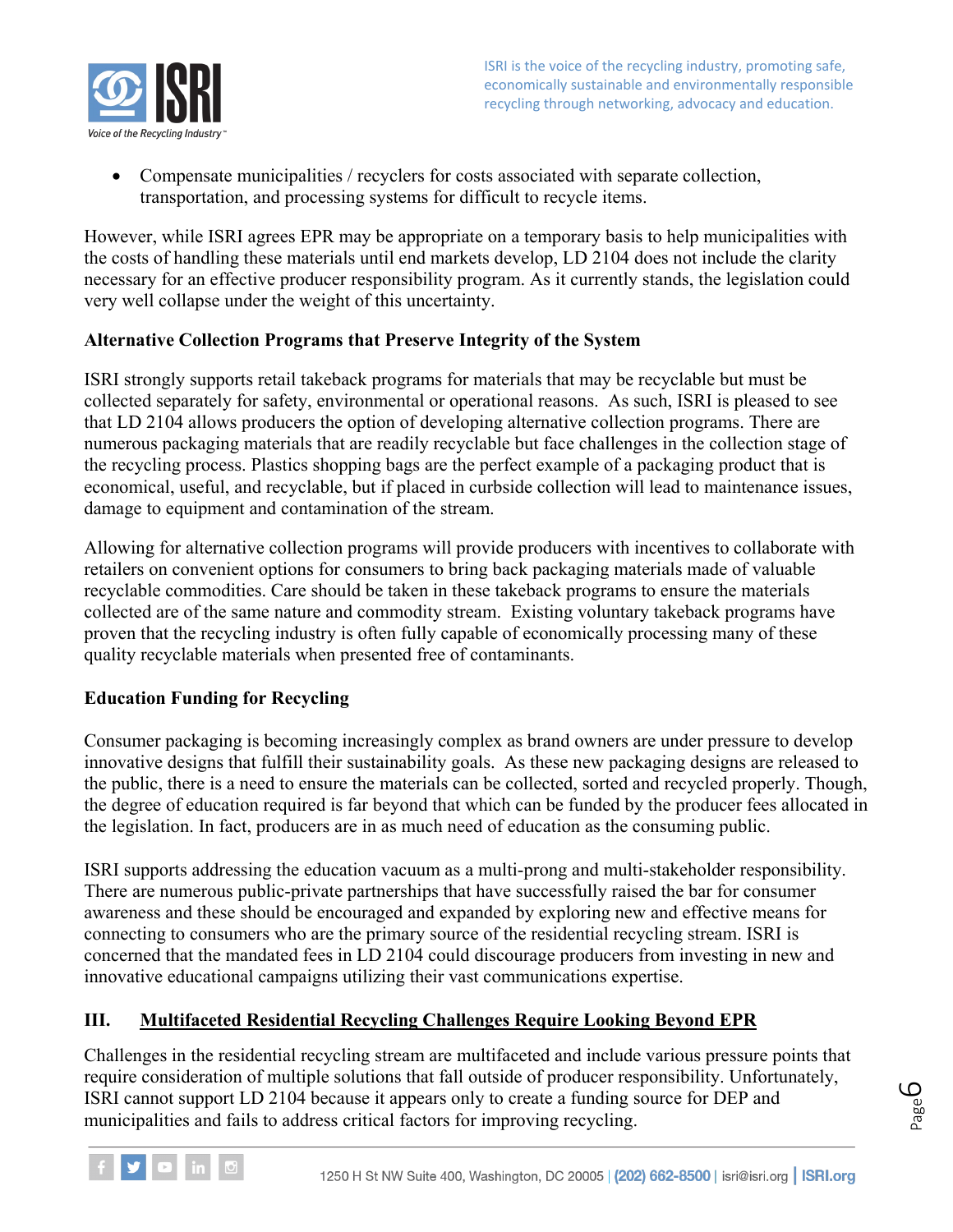- Compensate municipalities / recyclers for costs associated with separate collection, transportation, and processing systems for difficult to recycle items.

However, while ISRI agrees EPR may be appropriate on a temporary basis to help municipalities with the costs of handling these materials until end markets develop, LD 2104 does not include the clarity necessary for an effective producer responsibility program. As it currently stands, the legislation could very well collapse under the weight of this uncertainty.

**Alternative Collection Programs that Preserve Integrity of the System**

ISRI strongly supports retail takeback programs for materials that may be recyclable but must be collected separately for safety, environmental or operational reasons. As such, ISRI is pleased to see that LD 2104 allows producers the option of developing alternative collection programs. There are numerous packaging materials that are readily recyclable but face challenges in the collection stage of the recycling process. Plastics shopping bags are the perfect example of a packaging product that is economical, useful, and recyclable, but if placed in curbside collection will lead to maintenance issues, damage to equipment and contamination of the stream.

Allowing for alternative collection programs will provide producers with incentives to collaborate with retailers on convenient options for consumers to bring back packaging materials made of valuable recyclable commodities. Care should be taken in these takeback programs to ensure the materials collected are of the same nature and commodity stream. Existing voluntary takeback programs have proven that the recycling industry is often fully capable of economically processing many of these quality recyclable materials when presented free of contaminants.

**Education Funding for Recycling**

Consumer packaging is becoming increasingly complex as brand owners are under pressure to develop innovative designs that fulfill their sustainability goals. As these new packaging designs are released to the public, there is a need to ensure the materials can be collected, sorted and recycled properly. Though, the degree of education required is far beyond that which can be funded by the producer fees allocated in the legislation. In fact, producers are in as much need of education as the consuming public.

ISRI supports addressing the education vacuum as a multi-prong and multi-stakeholder responsibility. There are numerous public-private partnerships that have successfully raised the bar for consumer awareness and these should be encouraged and expanded by exploring new and effective means for connecting to consumers who are the primary source of the residential recycling stream. ISRI is concerned that the mandated fees in LD 2104 could discourage producers from investing in new and innovative educational campaigns utilizing their vast communications expertise.

## III. Multifaceted Residential Recycling Challenges Require Looking Beyond EPR

Challenges in the residential recycling stream are multifaceted and include various pressure points that require consideration of multiple solutions that fall outside of producer responsibility. Unfortunately, ISRI cannot support LD 2104 because it appears only to create a funding source for DEP and municipalities and fails to address critical factors for improving recycling.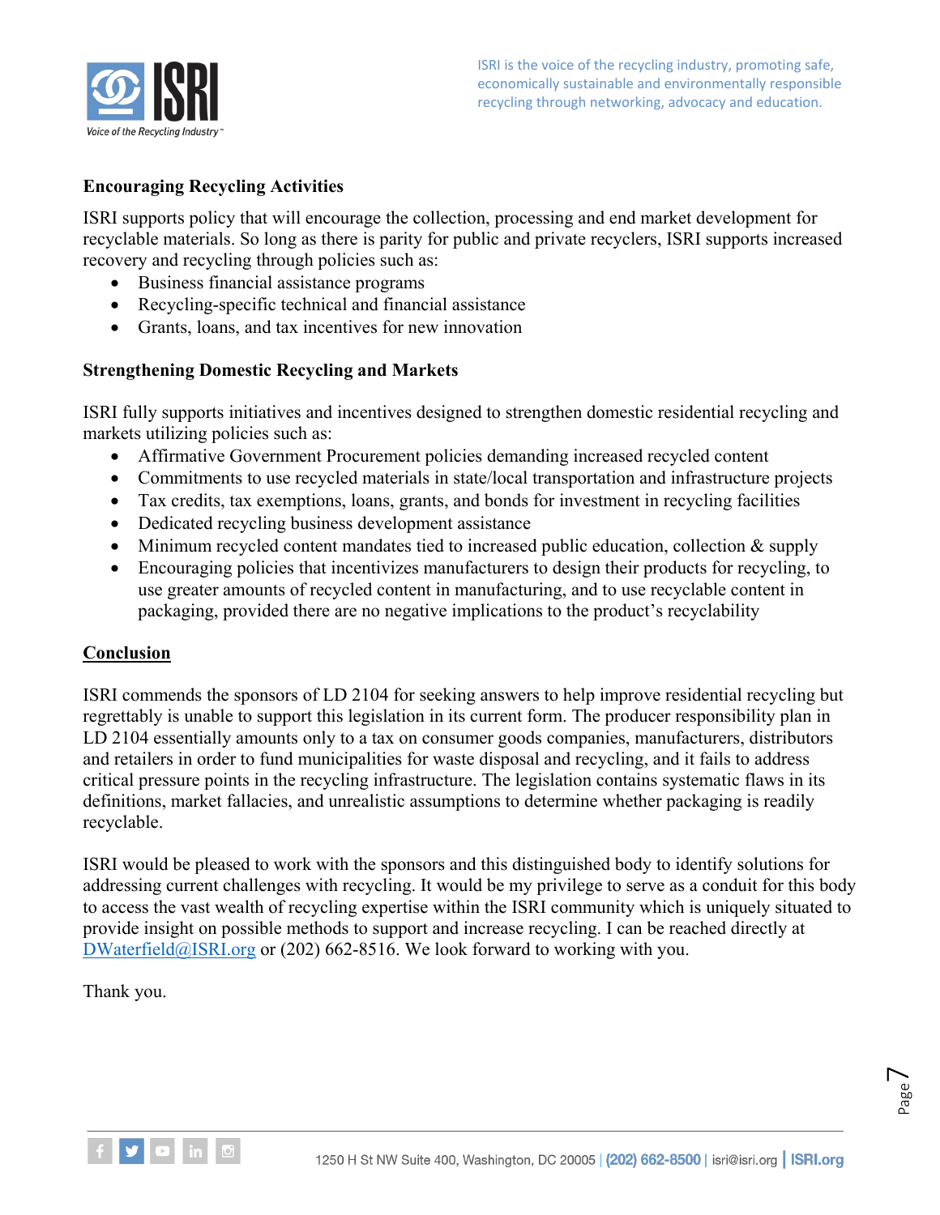**Encouraging Recycling Activities**

ISRI supports policy that will encourage the collection, processing and end market development for recyclable materials. So long as there is parity for public and private recyclers, ISRI supports increased recovery and recycling through policies such as:

- Business financial assistance programs
- Recycling-specific technical and financial assistance
- Grants, loans, and tax incentives for new innovation

**Strengthening Domestic Recycling and Markets**

ISRI fully supports initiatives and incentives designed to strengthen domestic residential recycling and markets utilizing policies such as:

- Affirmative Government Procurement policies demanding increased recycled content
- Commitments to use recycled materials in state/local transportation and infrastructure projects
- Tax credits, tax exemptions, loans, grants, and bonds for investment in recycling facilities
- Dedicated recycling business development assistance
- Minimum recycled content mandates tied to increased public education, collection & supply
- Encouraging policies that incentivizes manufacturers to design their products for recycling, to use greater amounts of recycled content in manufacturing, and to use recyclable content in packaging, provided there are no negative implications to the product's recyclability

**Conclusion**

ISRI commends the sponsors of LD 2104 for seeking answers to help improve residential recycling but regrettably is unable to support this legislation in its current form. The producer responsibility plan in LD 2104 essentially amounts only to a tax on consumer goods companies, manufacturers, distributors and retailers in order to fund municipalities for waste disposal and recycling, and it fails to address critical pressure points in the recycling infrastructure. The legislation contains systematic flaws in its definitions, market fallacies, and unrealistic assumptions to determine whether packaging is readily recyclable.

ISRI would be pleased to work with the sponsors and this distinguished body to identify solutions for addressing current challenges with recycling. It would be my privilege to serve as a conduit for this body to access the vast wealth of recycling expertise within the ISRI community which is uniquely situated to provide insight on possible methods to support and increase recycling. I can be reached directly at DWaterfield@ISRI.org or (202) 662-8516. We look forward to working with you.

Thank you.